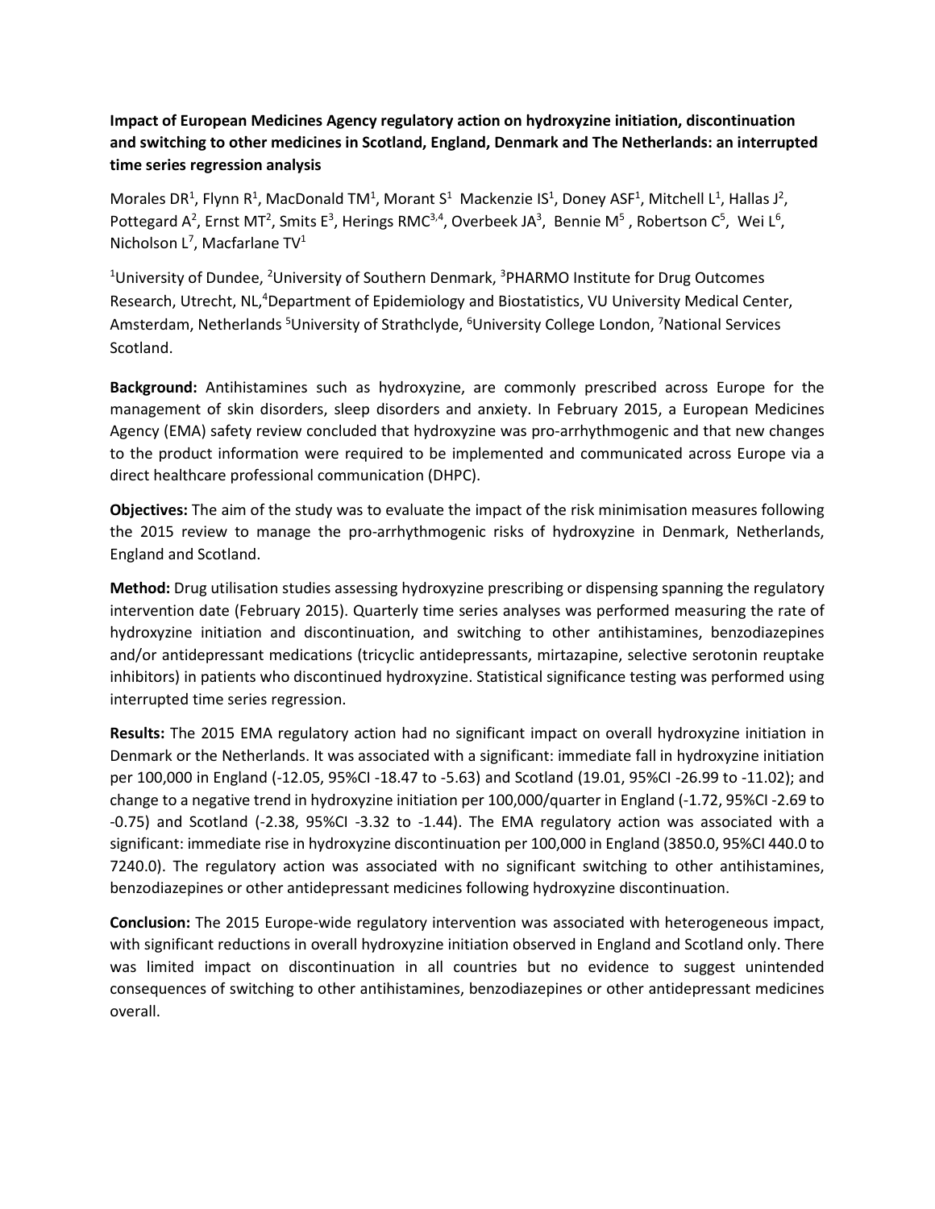**Impact of European Medicines Agency regulatory action on hydroxyzine initiation, discontinuation and switching to other medicines in Scotland, England, Denmark and The Netherlands: an interrupted time series regression analysis**

Morales DR[1], Flynn R[1], MacDonald TM[1], Morant S[1] Mackenzie IS[1], Doney ASF[1], Mitchell L[1], Hallas J[2], Pottegard A[2], Ernst MT[2], Smits E[3], Herings RMC[3,4], Overbeek JA[3], Bennie M[5], Robertson C[5], Wei L[6], Nicholson L[7], Macfarlane TV[1]

[1]University of Dundee, [2]University of Southern Denmark, [3]PHARMO Institute for Drug Outcomes Research, Utrecht, NL,[4]Department of Epidemiology and Biostatistics, VU University Medical Center, Amsterdam, Netherlands [5]University of Strathclyde, [6]University College London, [7]National Services Scotland.

**Background:** Antihistamines such as hydroxyzine, are commonly prescribed across Europe for the management of skin disorders, sleep disorders and anxiety. In February 2015, a European Medicines Agency (EMA) safety review concluded that hydroxyzine was pro-arrhythmogenic and that new changes to the product information were required to be implemented and communicated across Europe via a direct healthcare professional communication (DHPC).

**Objectives:** The aim of the study was to evaluate the impact of the risk minimisation measures following the 2015 review to manage the pro-arrhythmogenic risks of hydroxyzine in Denmark, Netherlands, England and Scotland.

**Method:** Drug utilisation studies assessing hydroxyzine prescribing or dispensing spanning the regulatory intervention date (February 2015). Quarterly time series analyses was performed measuring the rate of hydroxyzine initiation and discontinuation, and switching to other antihistamines, benzodiazepines and/or antidepressant medications (tricyclic antidepressants, mirtazapine, selective serotonin reuptake inhibitors) in patients who discontinued hydroxyzine. Statistical significance testing was performed using interrupted time series regression.

**Results:** The 2015 EMA regulatory action had no significant impact on overall hydroxyzine initiation in Denmark or the Netherlands. It was associated with a significant: immediate fall in hydroxyzine initiation per 100,000 in England (-12.05, 95%CI -18.47 to -5.63) and Scotland (19.01, 95%CI -26.99 to -11.02); and change to a negative trend in hydroxyzine initiation per 100,000/quarter in England (-1.72, 95%CI -2.69 to -0.75) and Scotland (-2.38, 95%CI -3.32 to -1.44). The EMA regulatory action was associated with a significant: immediate rise in hydroxyzine discontinuation per 100,000 in England (3850.0, 95%CI 440.0 to 7240.0). The regulatory action was associated with no significant switching to other antihistamines, benzodiazepines or other antidepressant medicines following hydroxyzine discontinuation.

**Conclusion:** The 2015 Europe-wide regulatory intervention was associated with heterogeneous impact, with significant reductions in overall hydroxyzine initiation observed in England and Scotland only. There was limited impact on discontinuation in all countries but no evidence to suggest unintended consequences of switching to other antihistamines, benzodiazepines or other antidepressant medicines overall.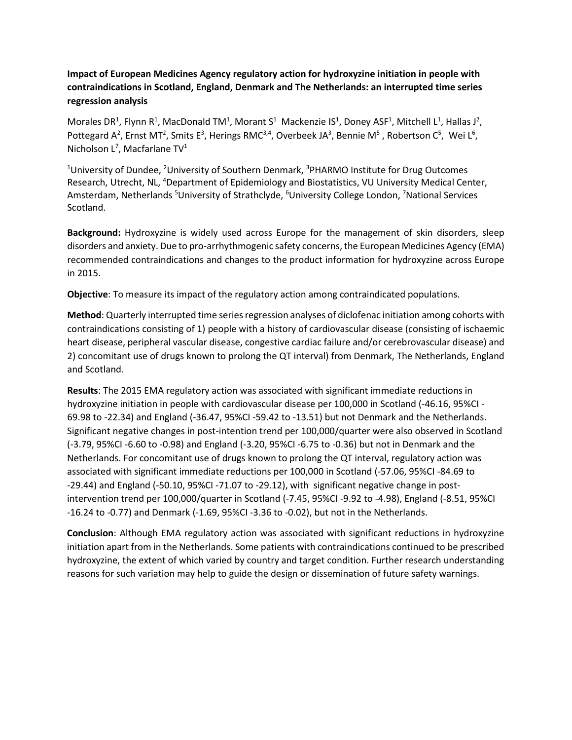**Impact of European Medicines Agency regulatory action for hydroxyzine initiation in people with contraindications in Scotland, England, Denmark and The Netherlands: an interrupted time series regression analysis**

Morales DR[1], Flynn R[1], MacDonald TM[1], Morant S[1] Mackenzie IS[1], Doney ASF[1], Mitchell L[1], Hallas J[2], Pottegard A[2], Ernst MT[2], Smits E[3], Herings RMC[3,4], Overbeek JA[3], Bennie M[5], Robertson C[5], Wei L[6], Nicholson L[7], Macfarlane TV[1]

[1]University of Dundee, [2]University of Southern Denmark, [3]PHARMO Institute for Drug Outcomes Research, Utrecht, NL, [4]Department of Epidemiology and Biostatistics, VU University Medical Center, Amsterdam, Netherlands [5]University of Strathclyde, [6]University College London, [7]National Services Scotland.

**Background:** Hydroxyzine is widely used across Europe for the management of skin disorders, sleep disorders and anxiety. Due to pro-arrhythmogenic safety concerns, the European Medicines Agency (EMA) recommended contraindications and changes to the product information for hydroxyzine across Europe in 2015.

**Objective**: To measure its impact of the regulatory action among contraindicated populations.

**Method**: Quarterly interrupted time series regression analyses of diclofenac initiation among cohorts with contraindications consisting of 1) people with a history of cardiovascular disease (consisting of ischaemic heart disease, peripheral vascular disease, congestive cardiac failure and/or cerebrovascular disease) and 2) concomitant use of drugs known to prolong the QT interval) from Denmark, The Netherlands, England and Scotland.

**Results**: The 2015 EMA regulatory action was associated with significant immediate reductions in hydroxyzine initiation in people with cardiovascular disease per 100,000 in Scotland (-46.16, 95%CI -69.98 to -22.34) and England (-36.47, 95%CI -59.42 to -13.51) but not Denmark and the Netherlands. Significant negative changes in post-intention trend per 100,000/quarter were also observed in Scotland (-3.79, 95%CI -6.60 to -0.98) and England (-3.20, 95%CI -6.75 to -0.36) but not in Denmark and the Netherlands. For concomitant use of drugs known to prolong the QT interval, regulatory action was associated with significant immediate reductions per 100,000 in Scotland (-57.06, 95%CI -84.69 to -29.44) and England (-50.10, 95%CI -71.07 to -29.12), with significant negative change in post-intervention trend per 100,000/quarter in Scotland (-7.45, 95%CI -9.92 to -4.98), England (-8.51, 95%CI -16.24 to -0.77) and Denmark (-1.69, 95%CI -3.36 to -0.02), but not in the Netherlands.

**Conclusion**: Although EMA regulatory action was associated with significant reductions in hydroxyzine initiation apart from in the Netherlands. Some patients with contraindications continued to be prescribed hydroxyzine, the extent of which varied by country and target condition. Further research understanding reasons for such variation may help to guide the design or dissemination of future safety warnings.